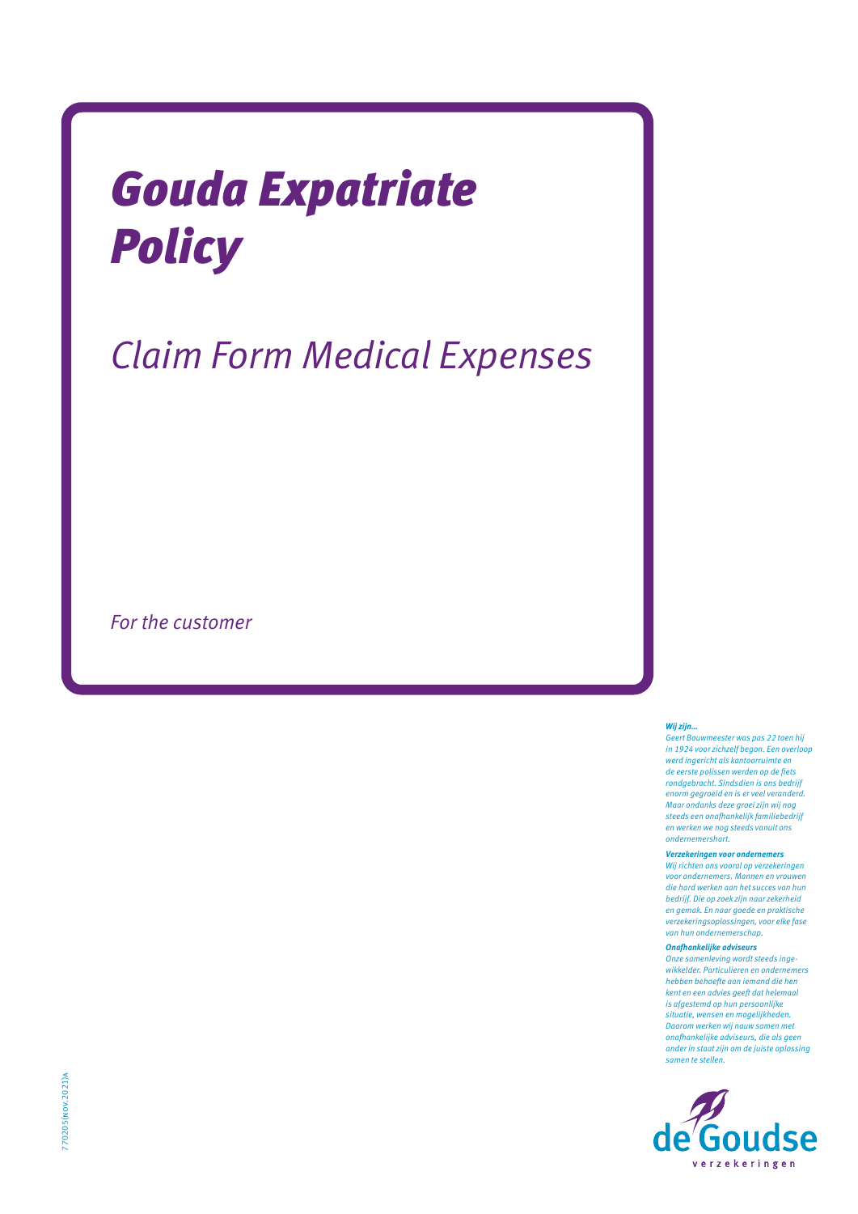# *Gouda Expatriate Policy*

## *Claim Form Medical Expenses*

*For the customer*

***Wij zijn...***

*Geert Bouwmeester was pas 22 toen hij in 1924 voor zichzelf begon. Een overloop werd ingericht als kantoorruimte en de eerste polissen werden op de fiets rondgebracht. Sindsdien is ons bedrijf enorm gegroeid en is er veel veranderd. Maar ondanks deze groei zijn wij nog steeds een onafhankelijk familiebedrijf en werken we nog steeds vanuit ons ondernemershart.*

***Verzekeringen voor ondernemers***

*Wij richten ons vooral op verzekeringen voor ondernemers. Mannen en vrouwen die hard werken aan het succes van hun bedrijf. Die op zoek zijn naar zekerheid en gemak. En naar goede en praktische verzekeringsoplossingen, voor elke fase van hun ondernemerschap.*

***Onafhankelijke adviseurs***

*Onze samenleving wordt steeds ingewikkelder. Particulieren en ondernemers hebben behoefte aan iemand die hen kent en een advies geeft dat helemaal is afgestemd op hun persoonlijke situatie, wensen en mogelijkheden. Daarom werken wij nauw samen met onafhankelijke adviseurs, die als geen ander in staat zijn om de juiste oplossing samen te stellen.*

de Goudse verzekeringen

770205(nov.2021)A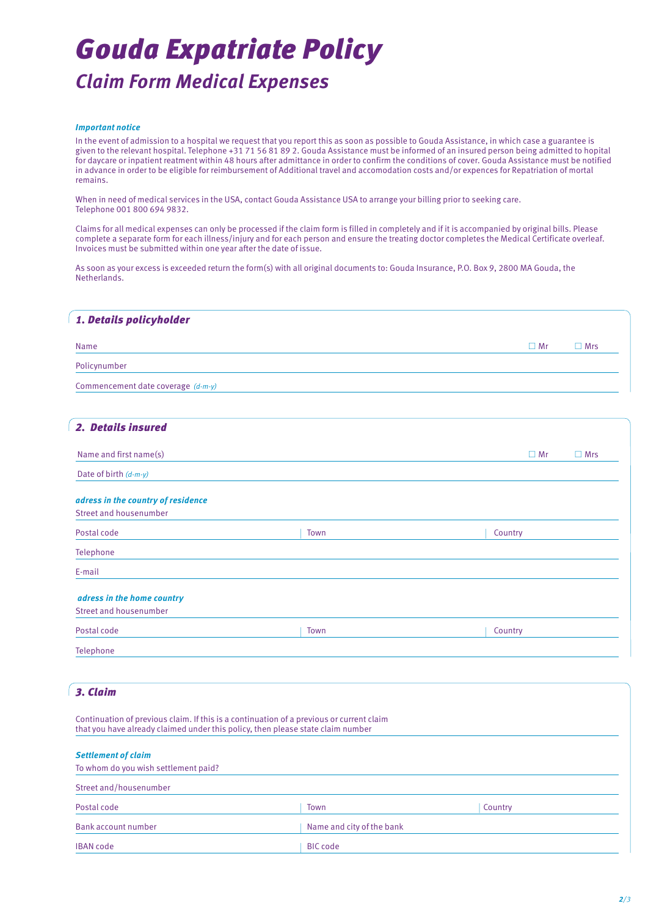# Gouda Expatriate Policy

## Claim Form Medical Expenses

***Important notice***

In the event of admission to a hospital we request that you report this as soon as possible to Gouda Assistance, in which case a guarantee is given to the relevant hospital. Telephone +31 71 56 81 89 2. Gouda Assistance must be informed of an insured person being admitted to hospital for daycare or inpatient reatment within 48 hours after admittance in order to confirm the conditions of cover. Gouda Assistance must be notified in advance in order to be eligible for reimbursement of Additional travel and accomodation costs and/or expences for Repatriation of mortal remains.

When in need of medical services in the USA, contact Gouda Assistance USA to arrange your billing prior to seeking care. Telephone 001 800 694 9832.

Claims for all medical expenses can only be processed if the claim form is filled in completely and if it is accompanied by original bills. Please complete a separate form for each illness/injury and for each person and ensure the treating doctor completes the Medical Certificate overleaf. Invoices must be submitted within one year after the date of issue.

As soon as your excess is exceeded return the form(s) with all original documents to: Gouda Insurance, P.O. Box 9, 2800 MA Gouda, the Netherlands.

### *1. Details policyholder*

Name ☐ Mr ☐ Mrs

Policynumber

Commencement date coverage *(d-m-y)*

### *2. Details insured*

Name and first name(s) ☐ Mr ☐ Mrs

Date of birth *(d-m-y)*

***adress in the country of residence***

Street and housenumber

Postal code | Town | Country

Telephone

E-mail

***adress in the home country***

Street and housenumber

Postal code | Town | Country

Telephone

### *3. Claim*

Continuation of previous claim. If this is a continuation of a previous or current claim that you have already claimed under this policy, then please state claim number

***Settlement of claim***

To whom do you wish settlement paid?

Street and/housenumber

Postal code | Town | Country

Bank account number | Name and city of the bank

IBAN code | BIC code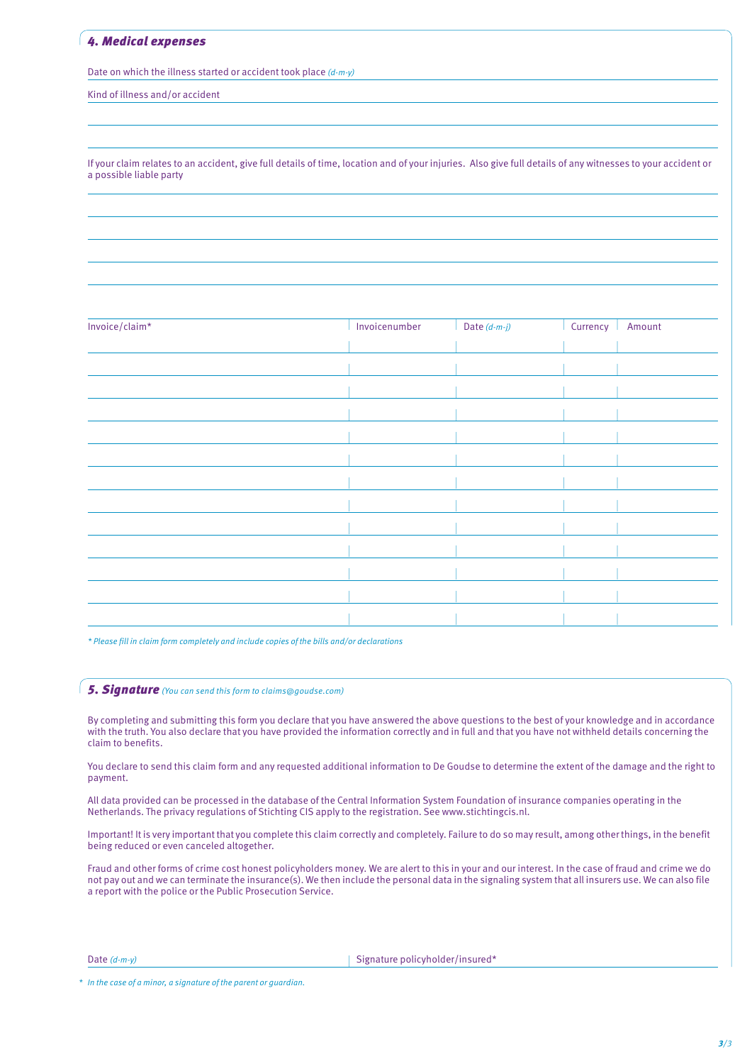## 4. Medical expenses

Date on which the illness started or accident took place *(d-m-y)*

Kind of illness and/or accident

If your claim relates to an accident, give full details of time, location and of your injuries. Also give full details of any witnesses to your accident or a possible liable party

| Invoice/claim* | Invoicenumber | Date *(d-m-j)* | Currency | Amount |
|---|---|---|---|---|
| | | | | |
| | | | | |
| | | | | |
| | | | | |
| | | | | |
| | | | | |
| | | | | |
| | | | | |
| | | | | |
| | | | | |
| | | | | |
| | | | | |

*\* Please fill in claim form completely and include copies of the bills and/or declarations*

## 5. Signature *(You can send this form to claims@goudse.com)*

By completing and submitting this form you declare that you have answered the above questions to the best of your knowledge and in accordance with the truth. You also declare that you have provided the information correctly and in full and that you have not withheld details concerning the claim to benefits.

You declare to send this claim form and any requested additional information to De Goudse to determine the extent of the damage and the right to payment.

All data provided can be processed in the database of the Central Information System Foundation of insurance companies operating in the Netherlands. The privacy regulations of Stichting CIS apply to the registration. See www.stichtingcis.nl.

Important! It is very important that you complete this claim correctly and completely. Failure to do so may result, among other things, in the benefit being reduced or even canceled altogether.

Fraud and other forms of crime cost honest policyholders money. We are alert to this in your and our interest. In the case of fraud and crime we do not pay out and we can terminate the insurance(s). We then include the personal data in the signaling system that all insurers use. We can also file a report with the police or the Public Prosecution Service.

Date *(d-m-y)* | Signature policyholder/insured*

*\* In the case of a minor, a signature of the parent or guardian.*